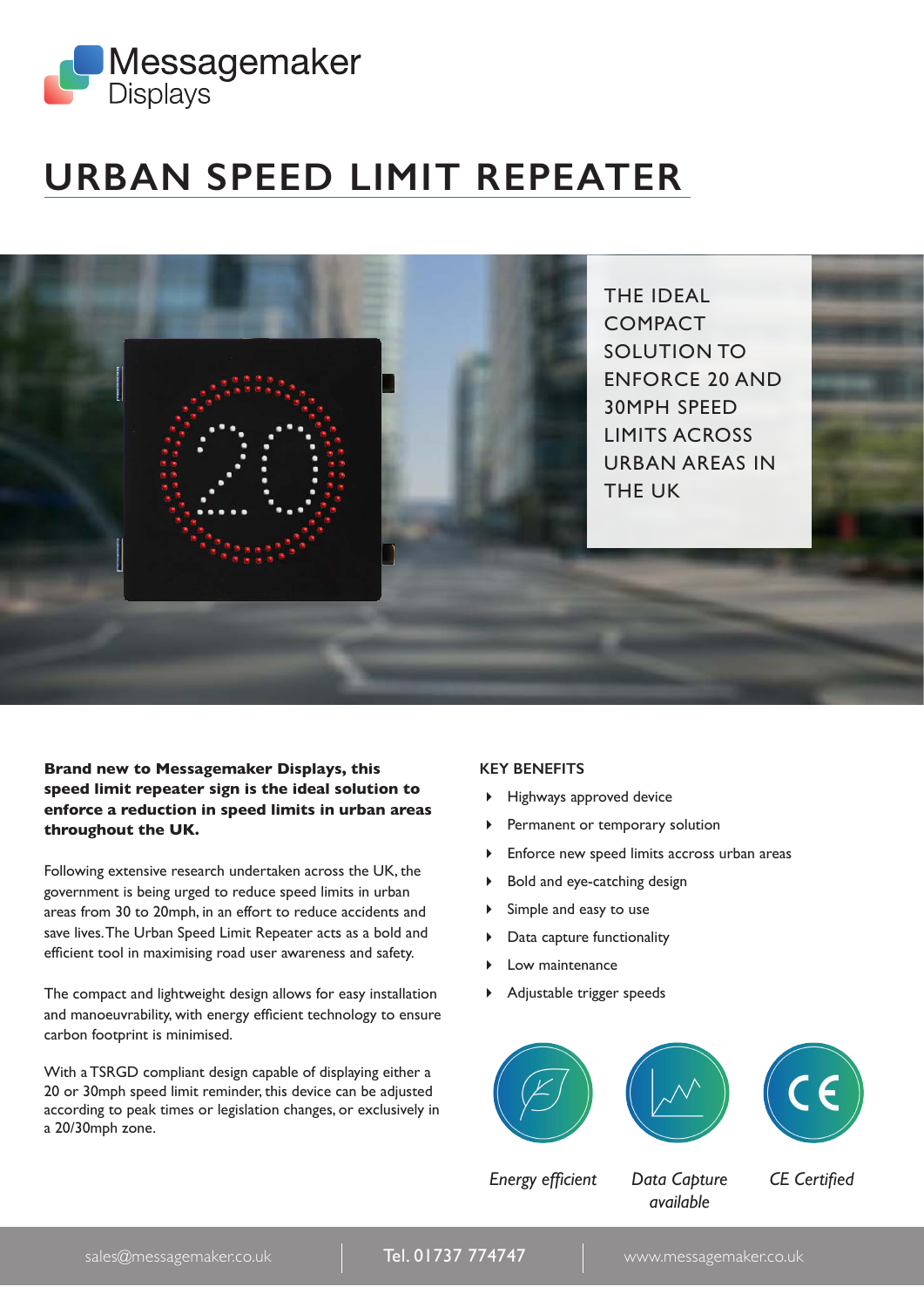Messagemaker Displays

# URBAN SPEED LIMIT REPEATER

THE IDEAL COMPACT SOLUTION TO ENFORCE 20 AND 30MPH SPEED LIMITS ACROSS URBAN AREAS IN THE UK

**Brand new to Messagemaker Displays, this speed limit repeater sign is the ideal solution to enforce a reduction in speed limits in urban areas throughout the UK.**

Following extensive research undertaken across the UK, the government is being urged to reduce speed limits in urban areas from 30 to 20mph, in an effort to reduce accidents and save lives. The Urban Speed Limit Repeater acts as a bold and efficient tool in maximising road user awareness and safety.

The compact and lightweight design allows for easy installation and manoeuvrability, with energy efficient technology to ensure carbon footprint is minimised.

With a TSRGD compliant design capable of displaying either a 20 or 30mph speed limit reminder, this device can be adjusted according to peak times or legislation changes, or exclusively in a 20/30mph zone.

## KEY BENEFITS

- Highways approved device
- Permanent or temporary solution
- Enforce new speed limits accross urban areas
- Bold and eye-catching design
- Simple and easy to use
- Data capture functionality
- Low maintenance
- Adjustable trigger speeds

*Energy efficient*

*Data Capture available*

*CE Certified*

sales@messagemaker.co.uk | Tel. 01737 774747 | www.messagemaker.co.uk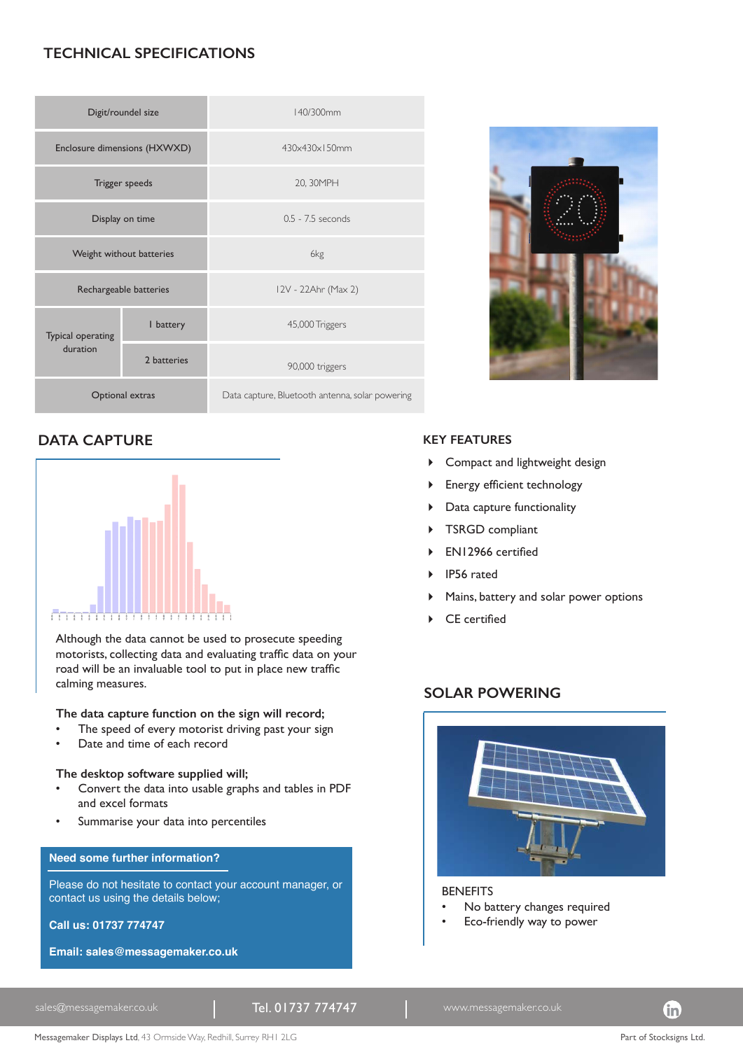## TECHNICAL SPECIFICATIONS

| | | |
|---|---|---|
| Digit/roundel size | | 140/300mm |
| Enclosure dimensions (HXWXD) | | 430x430x150mm |
| Trigger speeds | | 20, 30MPH |
| Display on time | | 0.5 - 7.5 seconds |
| Weight without batteries | | 6kg |
| Rechargeable batteries | | 12V - 22Ahr (Max 2) |
| Typical operating duration | 1 battery | 45,000 Triggers |
| | 2 batteries | 90,000 triggers |
| Optional extras | | Data capture, Bluetooth antenna, solar powering |

## DATA CAPTURE

Although the data cannot be used to prosecute speeding motorists, collecting data and evaluating traffic data on your road will be an invaluable tool to put in place new traffic calming measures.

**The data capture function on the sign will record;**

- The speed of every motorist driving past your sign
- Date and time of each record

**The desktop software supplied will;**

- Convert the data into usable graphs and tables in PDF and excel formats
- Summarise your data into percentiles

**Need some further information?**

Please do not hesitate to contact your account manager, or contact us using the details below;

**Call us: 01737 774747**

**Email: sales@messagemaker.co.uk**

## KEY FEATURES

- Compact and lightweight design
- Energy efficient technology
- Data capture functionality
- TSRGD compliant
- EN12966 certified
- IP56 rated
- Mains, battery and solar power options
- CE certified

## SOLAR POWERING

BENEFITS

- No battery changes required
- Eco-friendly way to power

sales@messagemaker.co.uk | Tel. 01737 774747 | www.messagemaker.co.uk

Messagemaker Displays Ltd, 43 Ormside Way, Redhill, Surrey RH1 2LG

Part of Stocksigns Ltd.